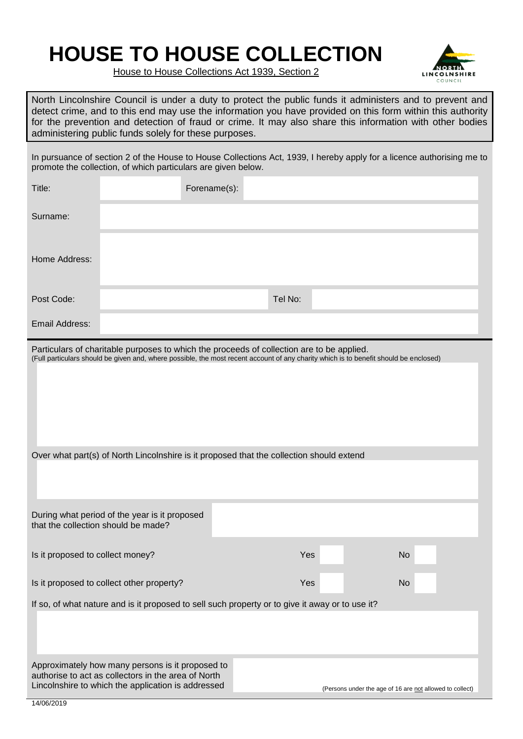# HOUSE TO HOUSE COLLECTION

House to House Collections Act 1939, Section 2

North Lincolnshire Council is under a duty to protect the public funds it administers and to prevent and detect crime, and to this end may use the information you have provided on this form within this authority for the prevention and detection of fraud or crime. It may also share this information with other bodies administering public funds solely for these purposes.

In pursuance of section 2 of the House to House Collections Act, 1939, I hereby apply for a licence authorising me to promote the collection, of which particulars are given below.

| Title: | | Forename(s): | |
|---|---|---|---|
| Surname: | | | |
| Home Address: | | | |
| Post Code: | | Tel No: | |
| Email Address: | | | |

Particulars of charitable purposes to which the proceeds of collection are to be applied.
(Full particulars should be given and, where possible, the most recent account of any charity which is to benefit should be enclosed)

Over what part(s) of North Lincolnshire is it proposed that the collection should extend

During what period of the year is it proposed that the collection should be made?

| | Yes | | No | |
|---|---|---|---|---|
| Is it proposed to collect money? | Yes | | No | |
| Is it proposed to collect other property? | Yes | | No | |

If so, of what nature and is it proposed to sell such property or to give it away or to use it?

Approximately how many persons is it proposed to authorise to act as collectors in the area of North Lincolnshire to which the application is addressed

(Persons under the age of 16 are not allowed to collect)

14/06/2019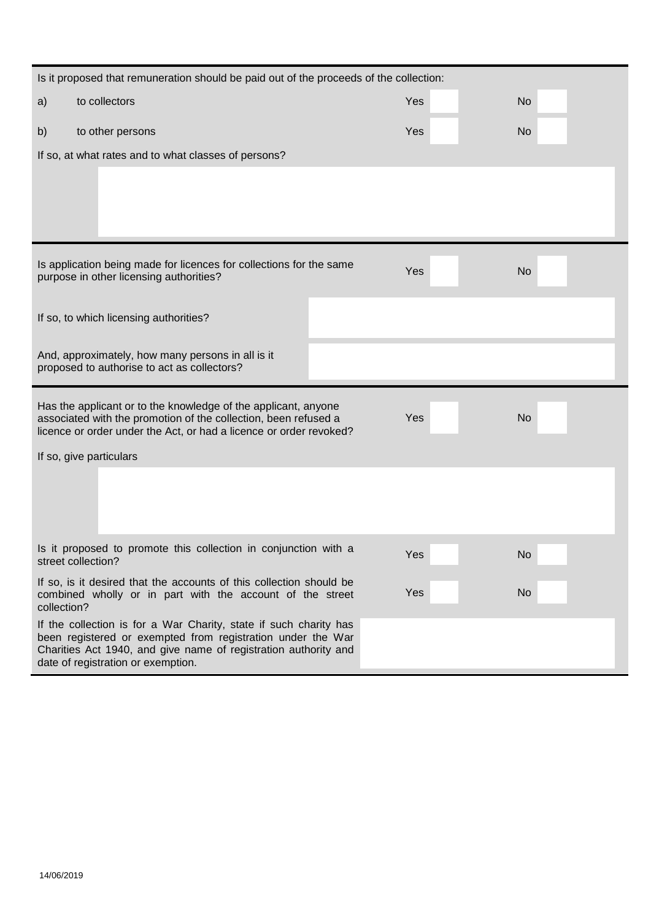Is it proposed that remuneration should be paid out of the proceeds of the collection:

| | | | |
|---|---|---|---|
| a) to collectors | Yes | | No |
| b) to other persons | Yes | | No |

If so, at what rates and to what classes of persons?

&nbsp;

---

| | | | | |
|---|---|---|---|---|
| Is application being made for licences for collections for the same purpose in other licensing authorities? | Yes | | No | |

If so, to which licensing authorities?

And, approximately, how many persons in all is it proposed to authorise to act as collectors?

---

| | | | | |
|---|---|---|---|---|
| Has the applicant or to the knowledge of the applicant, anyone associated with the promotion of the collection, been refused a licence or order under the Act, or had a licence or order revoked? | Yes | | No | |

If so, give particulars

&nbsp;

| | | | | |
|---|---|---|---|---|
| Is it proposed to promote this collection in conjunction with a street collection? | Yes | | No | |
| If so, is it desired that the accounts of this collection should be combined wholly or in part with the account of the street collection? | Yes | | No | |

If the collection is for a War Charity, state if such charity has been registered or exempted from registration under the War Charities Act 1940, and give name of registration authority and date of registration or exemption.

14/06/2019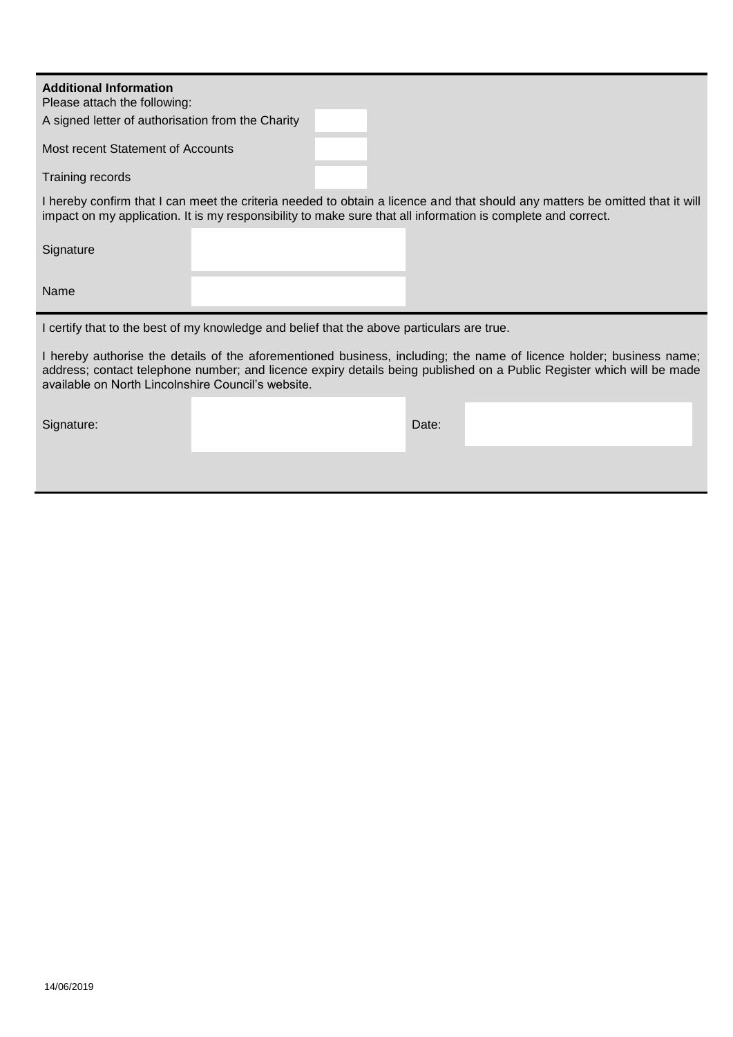**Additional Information**

Please attach the following:

| | |
|---|---|
| A signed letter of authorisation from the Charity | |
| Most recent Statement of Accounts | |
| Training records | |

I hereby confirm that I can meet the criteria needed to obtain a licence and that should any matters be omitted that it will impact on my application. It is my responsibility to make sure that all information is complete and correct.

| | |
|---|---|
| Signature | |
| Name | |

I certify that to the best of my knowledge and belief that the above particulars are true.

I hereby authorise the details of the aforementioned business, including; the name of licence holder; business name; address; contact telephone number; and licence expiry details being published on a Public Register which will be made available on North Lincolnshire Council's website.

| | | | |
|---|---|---|---|
| Signature: | | Date: | |

14/06/2019